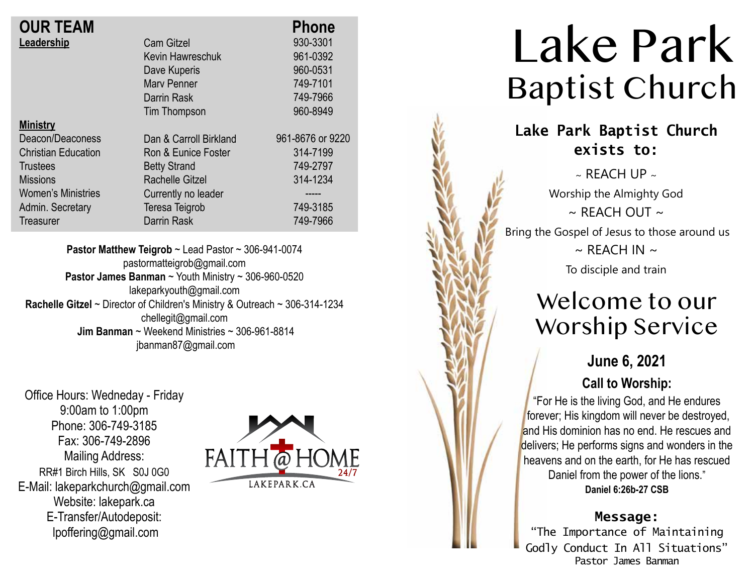## OUR TEAM

| | | Phone |
|---|---|---|
| **Leadership** | Cam Gitzel | 930-3301 |
| | Kevin Hawreschuk | 961-0392 |
| | Dave Kuperis | 960-0531 |
| | Marv Penner | 749-7101 |
| | Darrin Rask | 749-7966 |
| | Tim Thompson | 960-8949 |
| **Ministry** | | |
| Deacon/Deaconess | Dan & Carroll Birkland | 961-8676 or 9220 |
| Christian Education | Ron & Eunice Foster | 314-7199 |
| Trustees | Betty Strand | 749-2797 |
| Missions | Rachelle Gitzel | 314-1234 |
| Women's Ministries | Currently no leader | ----- |
| Admin. Secretary | Teresa Teigrob | 749-3185 |
| Treasurer | Darrin Rask | 749-7966 |

**Pastor Matthew Teigrob** ~ Lead Pastor ~ 306-941-0074
pastormatteigrob@gmail.com
**Pastor James Banman** ~ Youth Ministry ~ 306-960-0520
lakeparkyouth@gmail.com
**Rachelle Gitzel** ~ Director of Children's Ministry & Outreach ~ 306-314-1234
chellegit@gmail.com
**Jim Banman** ~ Weekend Ministries ~ 306-961-8814
jbanman87@gmail.com

Office Hours: Wedneday - Friday
9:00am to 1:00pm
Phone: 306-749-3185
Fax: 306-749-2896
Mailing Address:
RR#1 Birch Hills, SK S0J 0G0
E-Mail: lakeparkchurch@gmail.com
Website: lakepark.ca
E-Transfer/Autodeposit:
lpoffering@gmail.com

FAITH @ HOME 24/7
LAKEPARK.CA

# Lake Park Baptist Church

**Lake Park Baptist Church exists to:**

~ REACH UP ~
Worship the Almighty God
~ REACH OUT ~
Bring the Gospel of Jesus to those around us
~ REACH IN ~
To disciple and train

## Welcome to our Worship Service

### June 6, 2021

### Call to Worship:

"For He is the living God, and He endures forever; His kingdom will never be destroyed, and His dominion has no end. He rescues and delivers; He performs signs and wonders in the heavens and on the earth, for He has rescued Daniel from the power of the lions."
**Daniel 6:26b-27 CSB**

**Message:**
"The Importance of Maintaining Godly Conduct In All Situations"
Pastor James Banman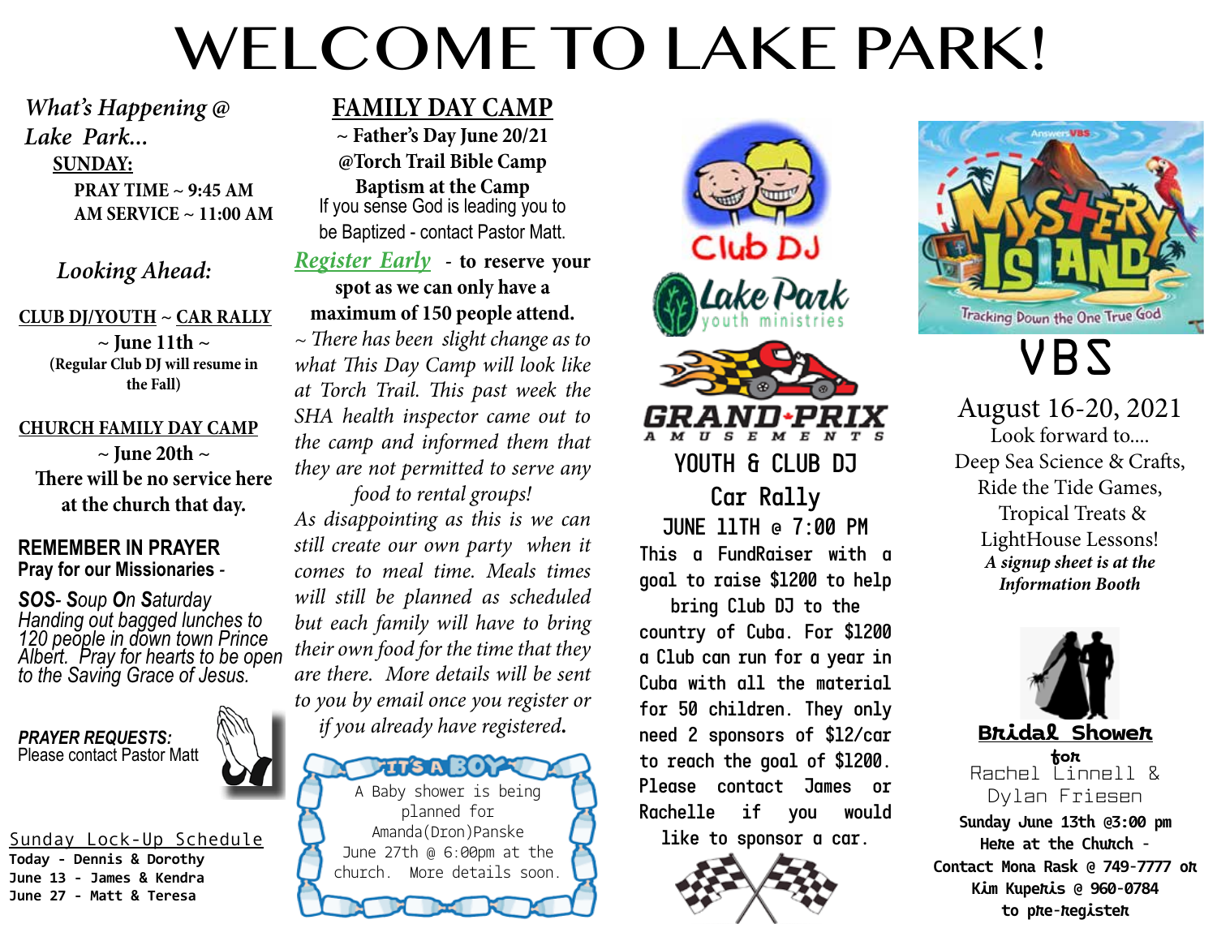# WELCOME TO LAKE PARK!

*What's Happening @ Lake Park...*

**SUNDAY:**

**PRAY TIME ~ 9:45 AM**
**AM SERVICE ~ 11:00 AM**

*Looking Ahead:*

**CLUB DJ/YOUTH ~ CAR RALLY**
**~ June 11th ~**
**(Regular Club DJ will resume in the Fall)**

**CHURCH FAMILY DAY CAMP**
**~ June 20th ~**
**There will be no service here at the church that day.**

**REMEMBER IN PRAYER**
**Pray for our Missionaries -**

***SOS- Soup On Saturday***
*Handing out bagged lunches to 120 people in down town Prince Albert. Pray for hearts to be open to the Saving Grace of Jesus.*

***PRAYER REQUESTS:***
Please contact Pastor Matt

Sunday Lock-Up Schedule
**Today - Dennis & Dorothy**
**June 13 - James & Kendra**
**June 27 - Matt & Teresa**

## FAMILY DAY CAMP

**~ Father's Day June 20/21**
**@Torch Trail Bible Camp**
**Baptism at the Camp**
If you sense God is leading you to be Baptized - contact Pastor Matt.

***Register Early*** **- to reserve your spot as we can only have a maximum of 150 people attend.**

*~ There has been slight change as to what This Day Camp will look like at Torch Trail. This past week the SHA health inspector came out to the camp and informed them that they are not permitted to serve any food to rental groups! As disappointing as this is we can still create our own party when it comes to meal time. Meals times will still be planned as scheduled but each family will have to bring their own food for the time that they are there. More details will be sent to you by email once you register or if you already have registered.*

**IT'S A BOY**
A Baby shower is being planned for Amanda(Dron)Panske June 27th @ 6:00pm at the church. More details soon.

Club DJ
Lake Park youth ministries
GRAND PRIX AMUSEMENTS

## YOUTH & CLUB DJ Car Rally

**JUNE 11TH @ 7:00 PM**

This a FundRaiser with a goal to raise $1200 to help bring Club DJ to the country of Cuba. For $1200 a Club can run for a year in Cuba with all the material for 50 children. They only need 2 sponsors of $12/car to reach the goal of $1200. Please contact James or Rachelle if you would like to sponsor a car.

Answers VBS
MYSTERY ISLAND
Tracking Down the One True God

## VBS

August 16-20, 2021
Look forward to....
Deep Sea Science & Crafts,
Ride the Tide Games,
Tropical Treats &
LightHouse Lessons!
***A signup sheet is at the Information Booth***

**Bridal Shower**
**for**
Rachel Linnell & Dylan Friesen
**Sunday June 13th @3:00 pm**
**Here at the Church -**
**Contact Mona Rask @ 749-7777 or Kim Kuperis @ 960-0784 to pre-register**